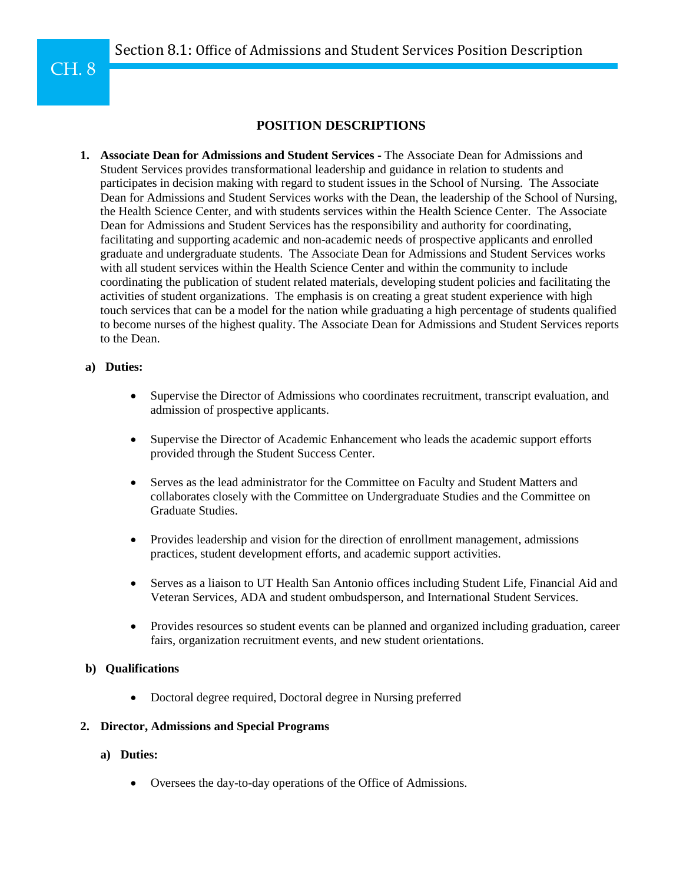# CH. 8 Section 8.1: Office of Admissions and Student Services Position Description

## POSITION DESCRIPTIONS

1. **Associate Dean for Admissions and Student Services -** The Associate Dean for Admissions and Student Services provides transformational leadership and guidance in relation to students and participates in decision making with regard to student issues in the School of Nursing. The Associate Dean for Admissions and Student Services works with the Dean, the leadership of the School of Nursing, the Health Science Center, and with students services within the Health Science Center. The Associate Dean for Admissions and Student Services has the responsibility and authority for coordinating, facilitating and supporting academic and non-academic needs of prospective applicants and enrolled graduate and undergraduate students. The Associate Dean for Admissions and Student Services works with all student services within the Health Science Center and within the community to include coordinating the publication of student related materials, developing student policies and facilitating the activities of student organizations. The emphasis is on creating a great student experience with high touch services that can be a model for the nation while graduating a high percentage of students qualified to become nurses of the highest quality. The Associate Dean for Admissions and Student Services reports to the Dean.

   a) **Duties:**

   - Supervise the Director of Admissions who coordinates recruitment, transcript evaluation, and admission of prospective applicants.
   - Supervise the Director of Academic Enhancement who leads the academic support efforts provided through the Student Success Center.
   - Serves as the lead administrator for the Committee on Faculty and Student Matters and collaborates closely with the Committee on Undergraduate Studies and the Committee on Graduate Studies.
   - Provides leadership and vision for the direction of enrollment management, admissions practices, student development efforts, and academic support activities.
   - Serves as a liaison to UT Health San Antonio offices including Student Life, Financial Aid and Veteran Services, ADA and student ombudsperson, and International Student Services.
   - Provides resources so student events can be planned and organized including graduation, career fairs, organization recruitment events, and new student orientations.

   b) **Qualifications**

   - Doctoral degree required, Doctoral degree in Nursing preferred

2. **Director, Admissions and Special Programs**

   a) **Duties:**

   - Oversees the day-to-day operations of the Office of Admissions.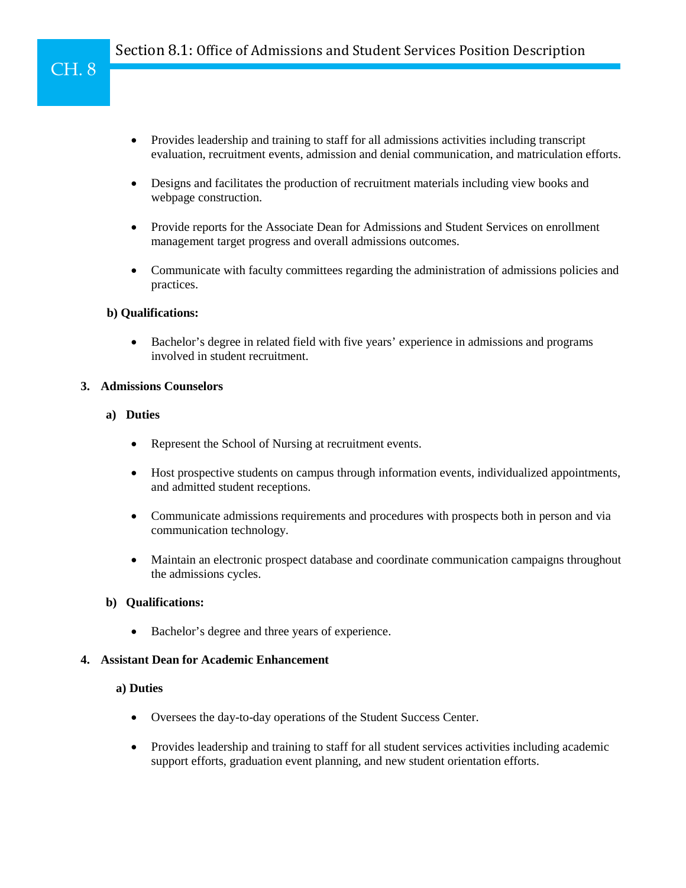- Provides leadership and training to staff for all admissions activities including transcript evaluation, recruitment events, admission and denial communication, and matriculation efforts.

- Designs and facilitates the production of recruitment materials including view books and webpage construction.

- Provide reports for the Associate Dean for Admissions and Student Services on enrollment management target progress and overall admissions outcomes.

- Communicate with faculty committees regarding the administration of admissions policies and practices.

**b) Qualifications:**

- Bachelor's degree in related field with five years' experience in admissions and programs involved in student recruitment.

**3. Admissions Counselors**

**a) Duties**

- Represent the School of Nursing at recruitment events.

- Host prospective students on campus through information events, individualized appointments, and admitted student receptions.

- Communicate admissions requirements and procedures with prospects both in person and via communication technology.

- Maintain an electronic prospect database and coordinate communication campaigns throughout the admissions cycles.

**b) Qualifications:**

- Bachelor's degree and three years of experience.

**4. Assistant Dean for Academic Enhancement**

**a) Duties**

- Oversees the day-to-day operations of the Student Success Center.

- Provides leadership and training to staff for all student services activities including academic support efforts, graduation event planning, and new student orientation efforts.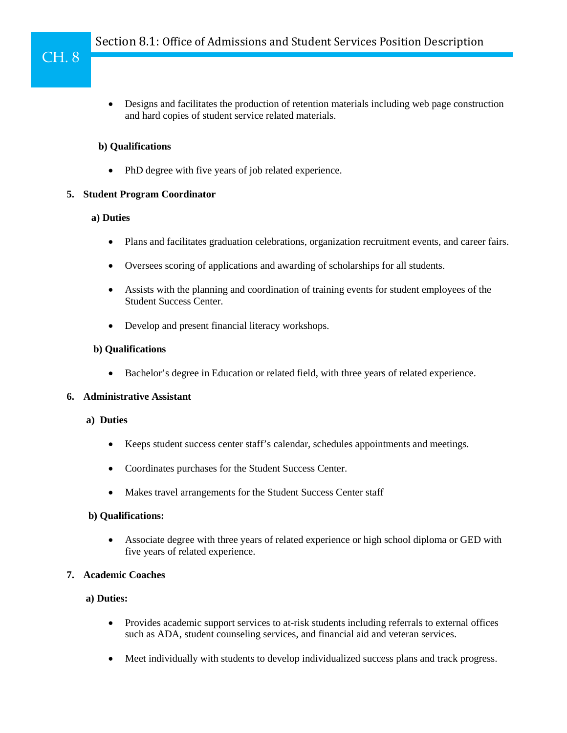- Designs and facilitates the production of retention materials including web page construction and hard copies of student service related materials.

**b) Qualifications**

- PhD degree with five years of job related experience.

**5. Student Program Coordinator**

**a) Duties**

- Plans and facilitates graduation celebrations, organization recruitment events, and career fairs.
- Oversees scoring of applications and awarding of scholarships for all students.
- Assists with the planning and coordination of training events for student employees of the Student Success Center.
- Develop and present financial literacy workshops.

**b) Qualifications**

- Bachelor's degree in Education or related field, with three years of related experience.

**6. Administrative Assistant**

**a) Duties**

- Keeps student success center staff's calendar, schedules appointments and meetings.
- Coordinates purchases for the Student Success Center.
- Makes travel arrangements for the Student Success Center staff

**b) Qualifications:**

- Associate degree with three years of related experience or high school diploma or GED with five years of related experience.

**7. Academic Coaches**

**a) Duties:**

- Provides academic support services to at-risk students including referrals to external offices such as ADA, student counseling services, and financial aid and veteran services.
- Meet individually with students to develop individualized success plans and track progress.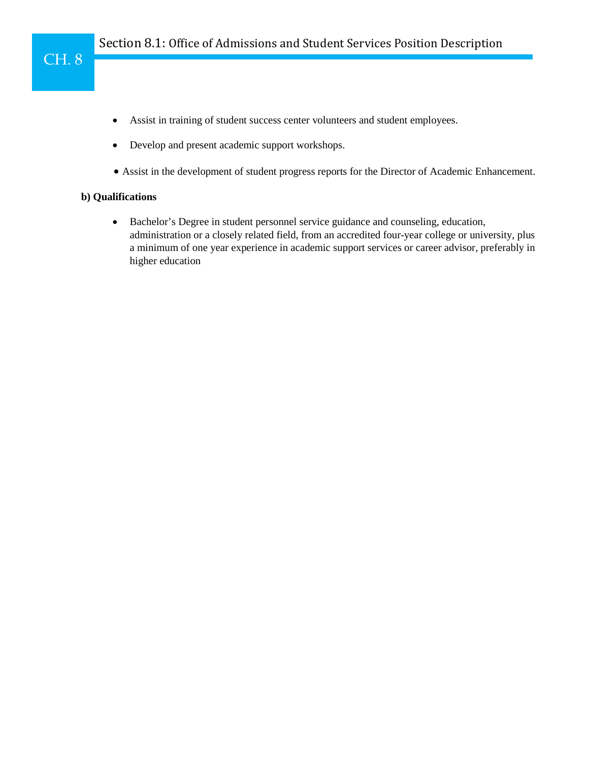- Assist in training of student success center volunteers and student employees.
- Develop and present academic support workshops.
- Assist in the development of student progress reports for the Director of Academic Enhancement.

**b) Qualifications**

- Bachelor's Degree in student personnel service guidance and counseling, education, administration or a closely related field, from an accredited four-year college or university, plus a minimum of one year experience in academic support services or career advisor, preferably in higher education